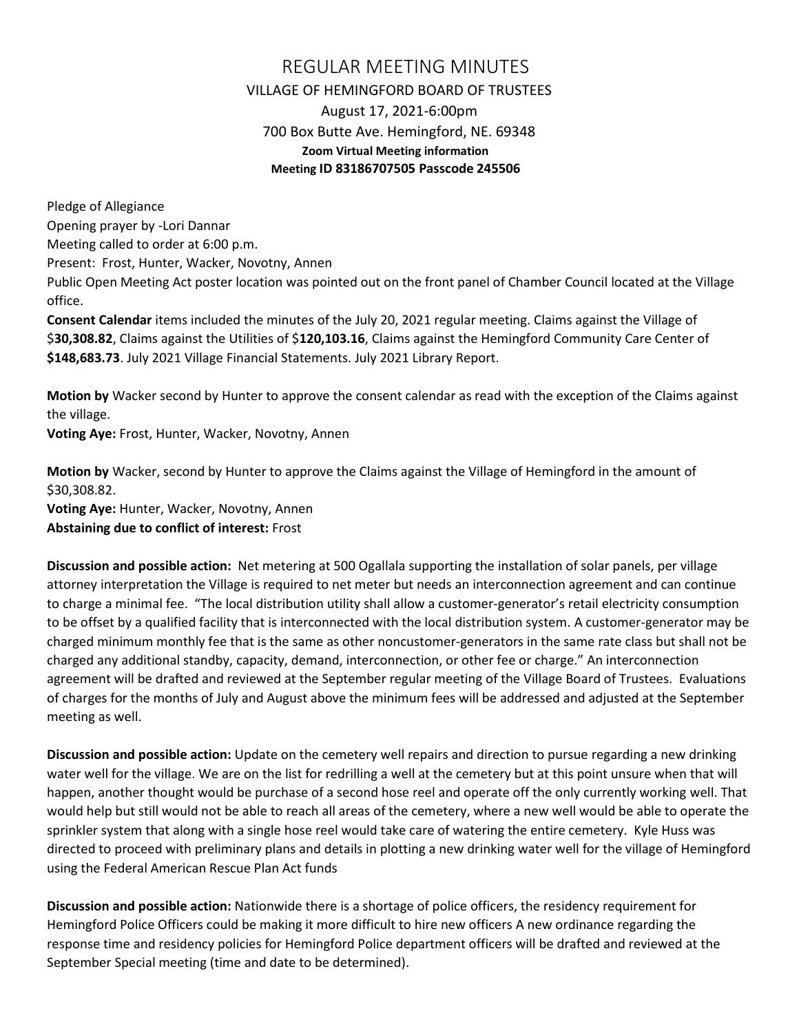# REGULAR MEETING MINUTES

VILLAGE OF HEMINGFORD BOARD OF TRUSTEES

August 17, 2021-6:00pm

700 Box Butte Ave. Hemingford, NE. 69348

**Zoom Virtual Meeting information**

**Meeting ID 83186707505 Passcode 245506**

Pledge of Allegiance

Opening prayer by -Lori Dannar

Meeting called to order at 6:00 p.m.

Present: Frost, Hunter, Wacker, Novotny, Annen

Public Open Meeting Act poster location was pointed out on the front panel of Chamber Council located at the Village office.

**Consent Calendar** items included the minutes of the July 20, 2021 regular meeting. Claims against the Village of $**30,308.82**, Claims against the Utilities of $**120,103.16**, Claims against the Hemingford Community Care Center of **$148,683.73**. July 2021 Village Financial Statements. July 2021 Library Report.

**Motion by** Wacker second by Hunter to approve the consent calendar as read with the exception of the Claims against the village.

**Voting Aye:** Frost, Hunter, Wacker, Novotny, Annen

**Motion by** Wacker, second by Hunter to approve the Claims against the Village of Hemingford in the amount of $30,308.82.

**Voting Aye:** Hunter, Wacker, Novotny, Annen

**Abstaining due to conflict of interest:** Frost

**Discussion and possible action:** Net metering at 500 Ogallala supporting the installation of solar panels, per village attorney interpretation the Village is required to net meter but needs an interconnection agreement and can continue to charge a minimal fee. "The local distribution utility shall allow a customer-generator's retail electricity consumption to be offset by a qualified facility that is interconnected with the local distribution system. A customer-generator may be charged minimum monthly fee that is the same as other noncustomer-generators in the same rate class but shall not be charged any additional standby, capacity, demand, interconnection, or other fee or charge." An interconnection agreement will be drafted and reviewed at the September regular meeting of the Village Board of Trustees. Evaluations of charges for the months of July and August above the minimum fees will be addressed and adjusted at the September meeting as well.

**Discussion and possible action:** Update on the cemetery well repairs and direction to pursue regarding a new drinking water well for the village. We are on the list for redrilling a well at the cemetery but at this point unsure when that will happen, another thought would be purchase of a second hose reel and operate off the only currently working well. That would help but still would not be able to reach all areas of the cemetery, where a new well would be able to operate the sprinkler system that along with a single hose reel would take care of watering the entire cemetery. Kyle Huss was directed to proceed with preliminary plans and details in plotting a new drinking water well for the village of Hemingford using the Federal American Rescue Plan Act funds

**Discussion and possible action:** Nationwide there is a shortage of police officers, the residency requirement for Hemingford Police Officers could be making it more difficult to hire new officers A new ordinance regarding the response time and residency policies for Hemingford Police department officers will be drafted and reviewed at the September Special meeting (time and date to be determined).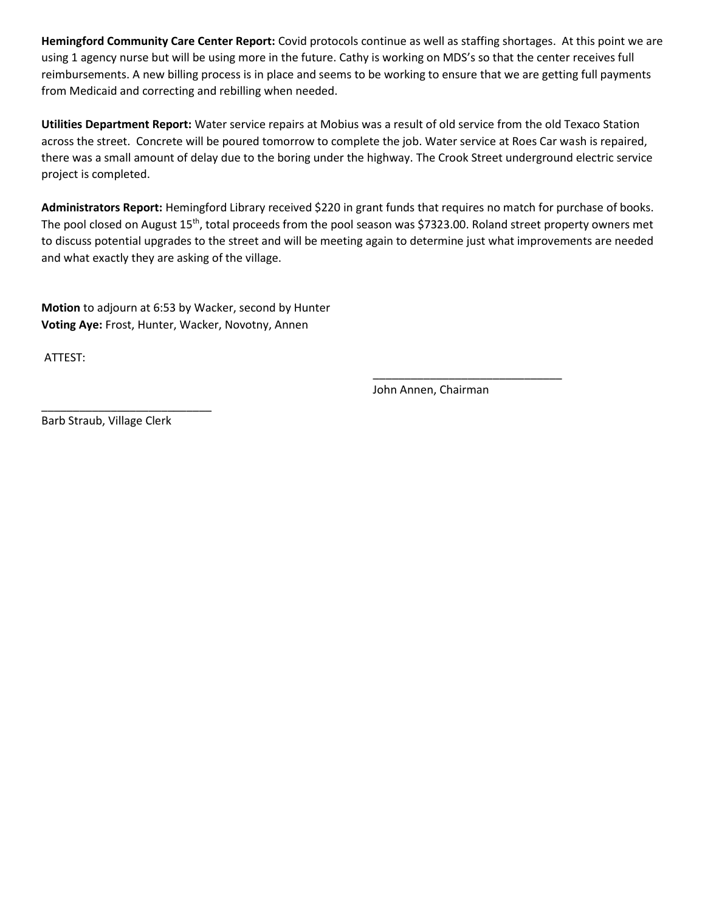**Hemingford Community Care Center Report:** Covid protocols continue as well as staffing shortages. At this point we are using 1 agency nurse but will be using more in the future. Cathy is working on MDS's so that the center receives full reimbursements. A new billing process is in place and seems to be working to ensure that we are getting full payments from Medicaid and correcting and rebilling when needed.

**Utilities Department Report:** Water service repairs at Mobius was a result of old service from the old Texaco Station across the street. Concrete will be poured tomorrow to complete the job. Water service at Roes Car wash is repaired, there was a small amount of delay due to the boring under the highway. The Crook Street underground electric service project is completed.

**Administrators Report:** Hemingford Library received $220 in grant funds that requires no match for purchase of books. The pool closed on August 15th, total proceeds from the pool season was $7323.00. Roland street property owners met to discuss potential upgrades to the street and will be meeting again to determine just what improvements are needed and what exactly they are asking of the village.

**Motion** to adjourn at 6:53 by Wacker, second by Hunter
**Voting Aye:** Frost, Hunter, Wacker, Novotny, Annen

ATTEST:

_______________________________
John Annen, Chairman

___________________________
Barb Straub, Village Clerk